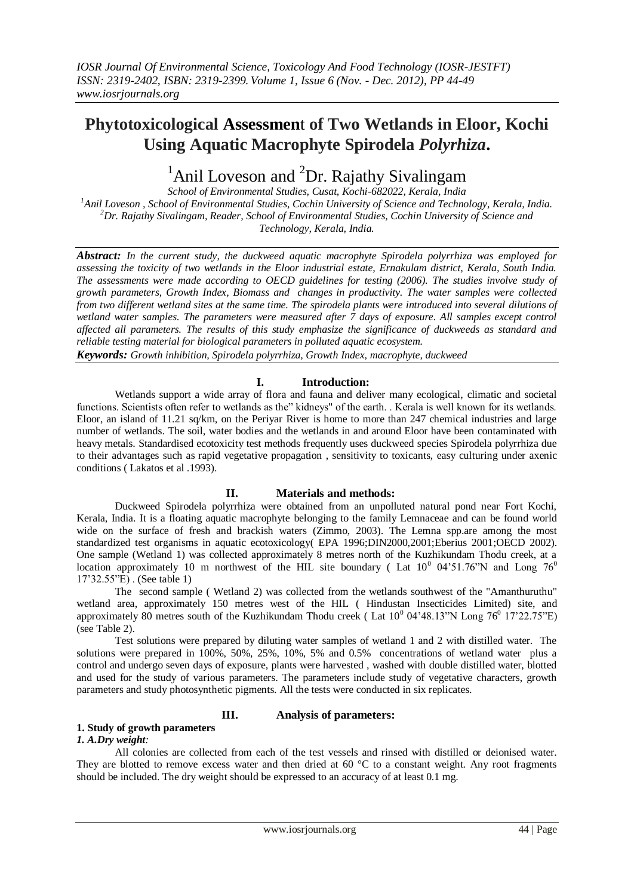# Phytotoxicological Assessment of Two Wetlands in Eloor, Kochi Using Aquatic Macrophyte Spirodela *Polyrhiza*.

[1]Anil Loveson and [2]Dr. Rajathy Sivalingam

*School of Environmental Studies, Cusat, Kochi-682022, Kerala, India*

[1]*Anil Loveson , School of Environmental Studies, Cochin University of Science and Technology, Kerala, India.*
[2]*Dr. Rajathy Sivalingam, Reader, School of Environmental Studies, Cochin University of Science and Technology, Kerala, India.*

***Abstract:*** *In the current study, the duckweed aquatic macrophyte Spirodela polyrrhiza was employed for assessing the toxicity of two wetlands in the Eloor industrial estate, Ernakulam district, Kerala, South India. The assessments were made according to OECD guidelines for testing (2006). The studies involve study of growth parameters, Growth Index, Biomass and changes in productivity. The water samples were collected from two different wetland sites at the same time. The spirodela plants were introduced into several dilutions of wetland water samples. The parameters were measured after 7 days of exposure. All samples except control affected all parameters. The results of this study emphasize the significance of duckweeds as standard and reliable testing material for biological parameters in polluted aquatic ecosystem.*

***Keywords:*** *Growth inhibition, Spirodela polyrrhiza, Growth Index, macrophyte, duckweed*

## I. Introduction:

Wetlands support a wide array of flora and fauna and deliver many ecological, climatic and societal functions. Scientists often refer to wetlands as the" kidneys" of the earth. . Kerala is well known for its wetlands. Eloor, an island of 11.21 sq/km, on the Periyar River is home to more than 247 chemical industries and large number of wetlands. The soil, water bodies and the wetlands in and around Eloor have been contaminated with heavy metals. Standardised ecotoxicity test methods frequently uses duckweed species Spirodela polyrrhiza due to their advantages such as rapid vegetative propagation , sensitivity to toxicants, easy culturing under axenic conditions ( Lakatos et al .1993).

## II. Materials and methods:

Duckweed Spirodela polyrrhiza were obtained from an unpolluted natural pond near Fort Kochi, Kerala, India. It is a floating aquatic macrophyte belonging to the family Lemnaceae and can be found world wide on the surface of fresh and brackish waters (Zimmo, 2003). The Lemna spp.are among the most standardized test organisms in aquatic ecotoxicology( EPA 1996;DIN2000,2001;Eberius 2001;OECD 2002). One sample (Wetland 1) was collected approximately 8 metres north of the Kuzhikundam Thodu creek, at a location approximately 10 m northwest of the HIL site boundary ( Lat $10^0$ 04'51.76"N and Long $76^0$ 17'32.55"E) . (See table 1)

The second sample ( Wetland 2) was collected from the wetlands southwest of the "Amanthuruthu" wetland area, approximately 150 metres west of the HIL ( Hindustan Insecticides Limited) site, and approximately 80 metres south of the Kuzhikundam Thodu creek ( Lat $10^0$ 04'48.13"N Long $76^0$ 17'22.75"E) (see Table 2).

Test solutions were prepared by diluting water samples of wetland 1 and 2 with distilled water. The solutions were prepared in 100%, 50%, 25%, 10%, 5% and 0.5% concentrations of wetland water plus a control and undergo seven days of exposure, plants were harvested , washed with double distilled water, blotted and used for the study of various parameters. The parameters include study of vegetative characters, growth parameters and study photosynthetic pigments. All the tests were conducted in six replicates.

## III. Analysis of parameters:

### 1. Study of growth parameters

#### *1. A.Dry weight:*

All colonies are collected from each of the test vessels and rinsed with distilled or deionised water. They are blotted to remove excess water and then dried at 60 °C to a constant weight. Any root fragments should be included. The dry weight should be expressed to an accuracy of at least 0.1 mg.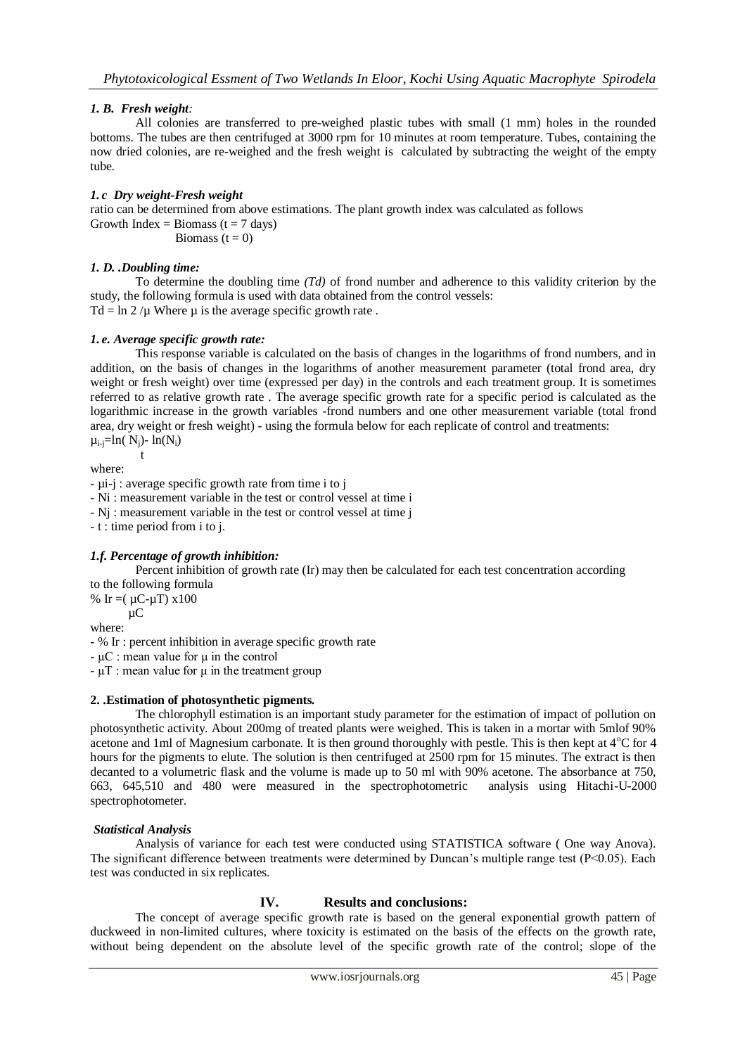### *1. B. Fresh weight:*

All colonies are transferred to pre-weighed plastic tubes with small (1 mm) holes in the rounded bottoms. The tubes are then centrifuged at 3000 rpm for 10 minutes at room temperature. Tubes, containing the now dried colonies, are re-weighed and the fresh weight is calculated by subtracting the weight of the empty tube.

### *1. c Dry weight-Fresh weight*

ratio can be determined from above estimations. The plant growth index was calculated as follows

$$\text{Growth Index} = \frac{\text{Biomass } (t = 7 \text{ days})}{\text{Biomass } (t = 0)}$$

### *1. D. .Doubling time:*

To determine the doubling time *(Td)* of frond number and adherence to this validity criterion by the study, the following formula is used with data obtained from the control vessels:

$Td = \ln 2 / \mu$ Where $\mu$ is the average specific growth rate .

### *1. e. Average specific growth rate:*

This response variable is calculated on the basis of changes in the logarithms of frond numbers, and in addition, on the basis of changes in the logarithms of another measurement parameter (total frond area, dry weight or fresh weight) over time (expressed per day) in the controls and each treatment group. It is sometimes referred to as relative growth rate . The average specific growth rate for a specific period is calculated as the logarithmic increase in the growth variables -frond numbers and one other measurement variable (total frond area, dry weight or fresh weight) - using the formula below for each replicate of control and treatments:

$$\mu_{i\text{-}j} = \frac{\ln(N_j) - \ln(N_i)}{t}$$

where:

- $\mu_{i\text{-}j}$ : average specific growth rate from time i to j
- $N_i$ : measurement variable in the test or control vessel at time i
- $N_j$ : measurement variable in the test or control vessel at time j
- t : time period from i to j.

### *1.f. Percentage of growth inhibition:*

Percent inhibition of growth rate (Ir) may then be calculated for each test concentration according to the following formula

$$\% \, Ir = \frac{(\mu C - \mu T)}{\mu C} \times 100$$

where:

- % Ir : percent inhibition in average specific growth rate
- $\mu C$ : mean value for $\mu$ in the control
- $\mu T$ : mean value for $\mu$ in the treatment group

### **2. .Estimation of photosynthetic pigments.**

The chlorophyll estimation is an important study parameter for the estimation of impact of pollution on photosynthetic activity. About 200mg of treated plants were weighed. This is taken in a mortar with 5mlof 90% acetone and 1ml of Magnesium carbonate. It is then ground thoroughly with pestle. This is then kept at 4°C for 4 hours for the pigments to elute. The solution is then centrifuged at 2500 rpm for 15 minutes. The extract is then decanted to a volumetric flask and the volume is made up to 50 ml with 90% acetone. The absorbance at 750, 663, 645,510 and 480 were measured in the spectrophotometric analysis using Hitachi-U-2000 spectrophotometer.

### *Statistical Analysis*

Analysis of variance for each test were conducted using STATISTICA software ( One way Anova). The significant difference between treatments were determined by Duncan's multiple range test ($P<0.05$). Each test was conducted in six replicates.

## IV. Results and conclusions:

The concept of average specific growth rate is based on the general exponential growth pattern of duckweed in non-limited cultures, where toxicity is estimated on the basis of the effects on the growth rate, without being dependent on the absolute level of the specific growth rate of the control; slope of the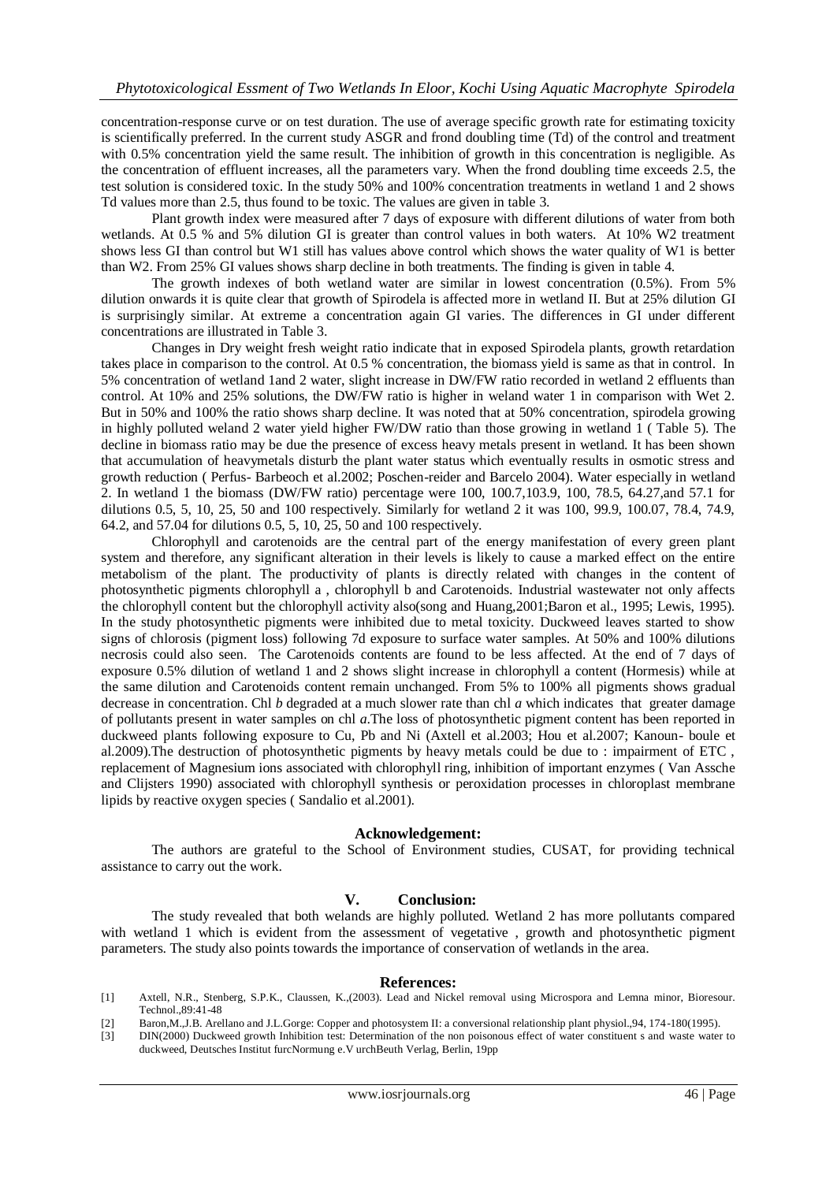concentration-response curve or on test duration. The use of average specific growth rate for estimating toxicity is scientifically preferred. In the current study ASGR and frond doubling time (Td) of the control and treatment with 0.5% concentration yield the same result. The inhibition of growth in this concentration is negligible. As the concentration of effluent increases, all the parameters vary. When the frond doubling time exceeds 2.5, the test solution is considered toxic. In the study 50% and 100% concentration treatments in wetland 1 and 2 shows Td values more than 2.5, thus found to be toxic. The values are given in table 3.

Plant growth index were measured after 7 days of exposure with different dilutions of water from both wetlands. At 0.5 % and 5% dilution GI is greater than control values in both waters. At 10% W2 treatment shows less GI than control but W1 still has values above control which shows the water quality of W1 is better than W2. From 25% GI values shows sharp decline in both treatments. The finding is given in table 4.

The growth indexes of both wetland water are similar in lowest concentration (0.5%). From 5% dilution onwards it is quite clear that growth of Spirodela is affected more in wetland II. But at 25% dilution GI is surprisingly similar. At extreme a concentration again GI varies. The differences in GI under different concentrations are illustrated in Table 3.

Changes in Dry weight fresh weight ratio indicate that in exposed Spirodela plants, growth retardation takes place in comparison to the control. At 0.5 % concentration, the biomass yield is same as that in control. In 5% concentration of wetland 1and 2 water, slight increase in DW/FW ratio recorded in wetland 2 effluents than control. At 10% and 25% solutions, the DW/FW ratio is higher in weland water 1 in comparison with Wet 2. But in 50% and 100% the ratio shows sharp decline. It was noted that at 50% concentration, spirodela growing in highly polluted weland 2 water yield higher FW/DW ratio than those growing in wetland 1 ( Table 5). The decline in biomass ratio may be due the presence of excess heavy metals present in wetland. It has been shown that accumulation of heavymetals disturb the plant water status which eventually results in osmotic stress and growth reduction ( Perfus- Barbeoch et al.2002; Poschen-reider and Barcelo 2004). Water especially in wetland 2. In wetland 1 the biomass (DW/FW ratio) percentage were 100, 100.7,103.9, 100, 78.5, 64.27,and 57.1 for dilutions 0.5, 5, 10, 25, 50 and 100 respectively. Similarly for wetland 2 it was 100, 99.9, 100.07, 78.4, 74.9, 64.2, and 57.04 for dilutions 0.5, 5, 10, 25, 50 and 100 respectively.

Chlorophyll and carotenoids are the central part of the energy manifestation of every green plant system and therefore, any significant alteration in their levels is likely to cause a marked effect on the entire metabolism of the plant. The productivity of plants is directly related with changes in the content of photosynthetic pigments chlorophyll a , chlorophyll b and Carotenoids. Industrial wastewater not only affects the chlorophyll content but the chlorophyll activity also(song and Huang,2001;Baron et al., 1995; Lewis, 1995). In the study photosynthetic pigments were inhibited due to metal toxicity. Duckweed leaves started to show signs of chlorosis (pigment loss) following 7d exposure to surface water samples. At 50% and 100% dilutions necrosis could also seen. The Carotenoids contents are found to be less affected. At the end of 7 days of exposure 0.5% dilution of wetland 1 and 2 shows slight increase in chlorophyll a content (Hormesis) while at the same dilution and Carotenoids content remain unchanged. From 5% to 100% all pigments shows gradual decrease in concentration. Chl *b* degraded at a much slower rate than chl *a* which indicates that greater damage of pollutants present in water samples on chl *a*.The loss of photosynthetic pigment content has been reported in duckweed plants following exposure to Cu, Pb and Ni (Axtell et al.2003; Hou et al.2007; Kanoun- boule et al.2009).The destruction of photosynthetic pigments by heavy metals could be due to : impairment of ETC , replacement of Magnesium ions associated with chlorophyll ring, inhibition of important enzymes ( Van Assche and Clijsters 1990) associated with chlorophyll synthesis or peroxidation processes in chloroplast membrane lipids by reactive oxygen species ( Sandalio et al.2001).

## Acknowledgement:

The authors are grateful to the School of Environment studies, CUSAT, for providing technical assistance to carry out the work.

## V. Conclusion:

The study revealed that both welands are highly polluted. Wetland 2 has more pollutants compared with wetland 1 which is evident from the assessment of vegetative , growth and photosynthetic pigment parameters. The study also points towards the importance of conservation of wetlands in the area.

## References:

[1] Axtell, N.R., Stenberg, S.P.K., Claussen, K.,(2003). Lead and Nickel removal using Microspora and Lemna minor, Bioresour. Technol.,89:41-48

[2] Baron,M.,J.B. Arellano and J.L.Gorge: Copper and photosystem II: a conversional relationship plant physiol.,94, 174-180(1995).

[3] DIN(2000) Duckweed growth Inhibition test: Determination of the non poisonous effect of water constituent s and waste water to duckweed, Deutsches Institut furcNormung e.V urchBeuth Verlag, Berlin, 19pp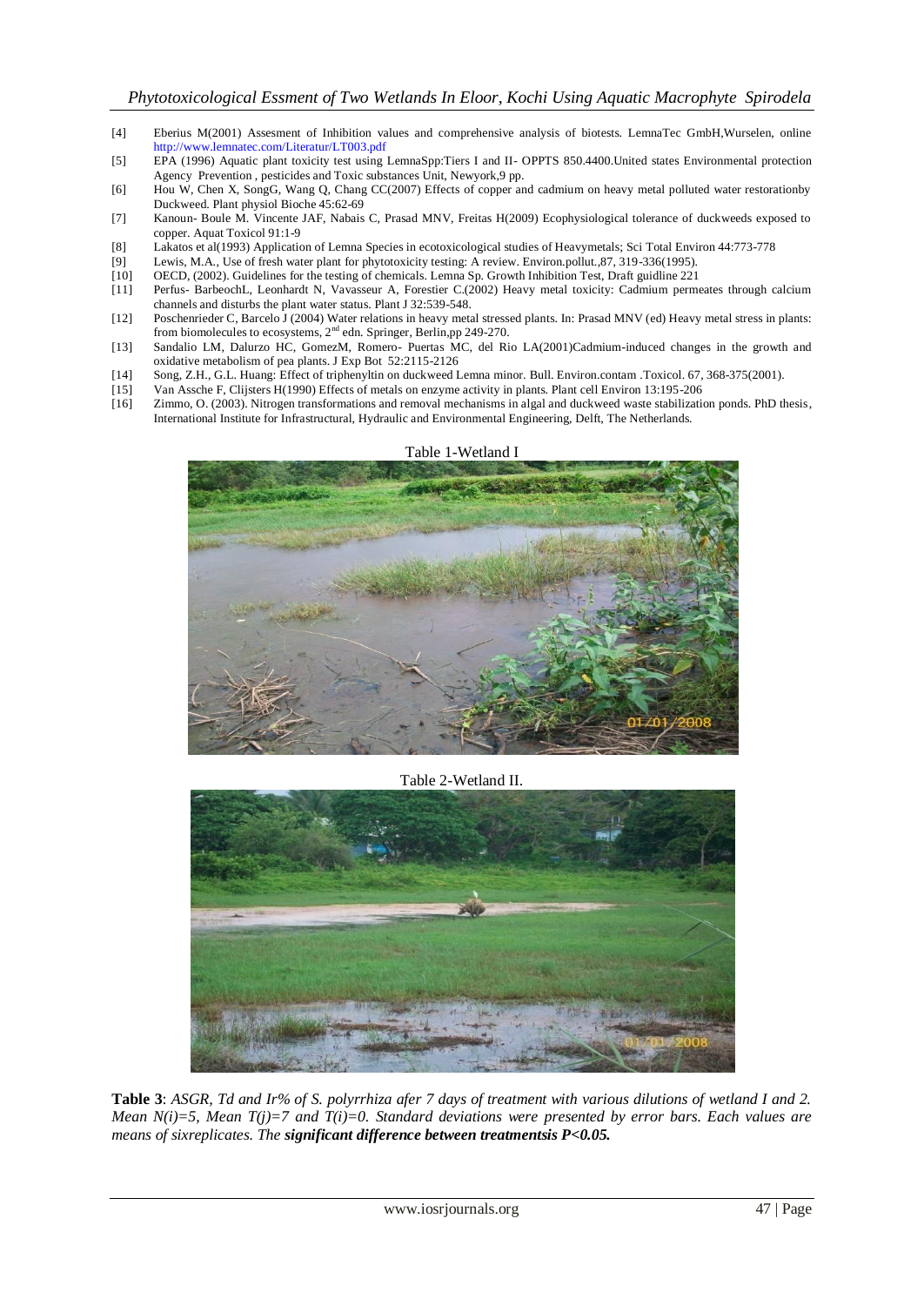[4] Eberius M(2001) Assesment of Inhibition values and comprehensive analysis of biotests. LemnaTec GmbH,Wurselen, online http://www.lemnatec.com/Literatur/LT003.pdf

[5] EPA (1996) Aquatic plant toxicity test using LemnaSpp:Tiers I and II- OPPTS 850.4400.United states Environmental protection Agency Prevention , pesticides and Toxic substances Unit, Newyork,9 pp.

[6] Hou W, Chen X, SongG, Wang Q, Chang CC(2007) Effects of copper and cadmium on heavy metal polluted water restorationby Duckweed. Plant physiol Bioche 45:62-69

[7] Kanoun- Boule M. Vincente JAF, Nabais C, Prasad MNV, Freitas H(2009) Ecophysiological tolerance of duckweeds exposed to copper. Aquat Toxicol 91:1-9

[8] Lakatos et al(1993) Application of Lemna Species in ecotoxicological studies of Heavymetals; Sci Total Environ 44:773-778

[9] Lewis, M.A., Use of fresh water plant for phytotoxicity testing: A review. Environ.pollut.,87, 319-336(1995).

[10] OECD, (2002). Guidelines for the testing of chemicals. Lemna Sp. Growth Inhibition Test, Draft guidline 221

[11] Perfus- BarbeochL, Leonhardt N, Vavasseur A, Forestier C.(2002) Heavy metal toxicity: Cadmium permeates through calcium channels and disturbs the plant water status. Plant J 32:539-548.

[12] Poschenrieder C, Barcelo J (2004) Water relations in heavy metal stressed plants. In: Prasad MNV (ed) Heavy metal stress in plants: from biomolecules to ecosystems, 2nd edn. Springer, Berlin,pp 249-270.

[13] Sandalio LM, Dalurzo HC, GomezM, Romero- Puertas MC, del Rio LA(2001)Cadmium-induced changes in the growth and oxidative metabolism of pea plants. J Exp Bot 52:2115-2126

[14] Song, Z.H., G.L. Huang: Effect of triphenyltin on duckweed Lemna minor. Bull. Environ.contam .Toxicol. 67, 368-375(2001).

[15] Van Assche F, Clijsters H(1990) Effects of metals on enzyme activity in plants. Plant cell Environ 13:195-206

[16] Zimmo, O. (2003). Nitrogen transformations and removal mechanisms in algal and duckweed waste stabilization ponds. PhD thesis, International Institute for Infrastructural, Hydraulic and Environmental Engineering, Delft, The Netherlands.

Table 1-Wetland I

Table 2-Wetland II.

**Table 3**: *ASGR, Td and Ir% of S. polyrrhiza afer 7 days of treatment with various dilutions of wetland I and 2. Mean N(i)=5, Mean T(j)=7 and T(i)=0. Standard deviations were presented by error bars. Each values are means of sixreplicates. The* ***significant difference between treatmentsis P<0.05.***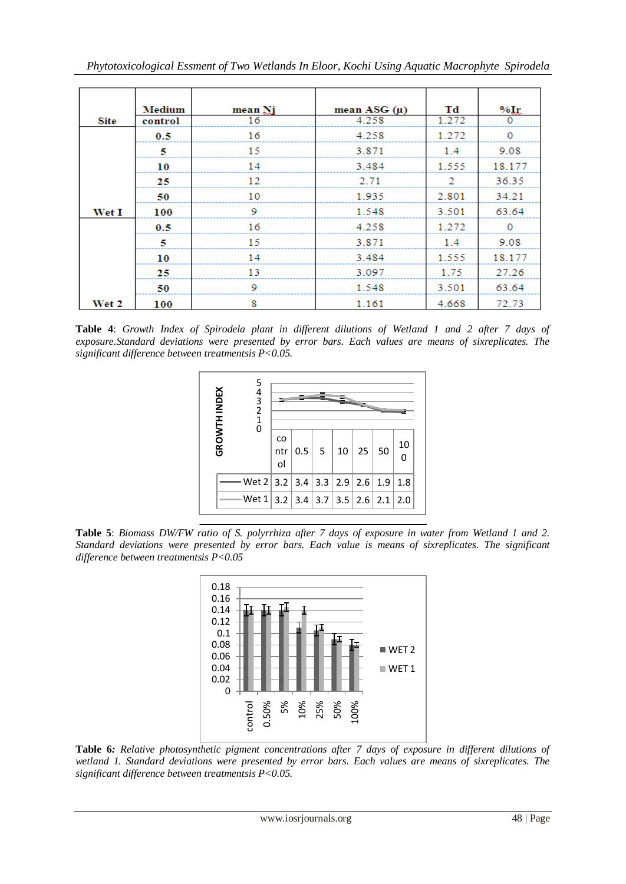| Site | Medium | mean Nj | mean ASG (μ) | Td | %Ir |
|---|---|---|---|---|---|
|  | control | 16 | 4.258 | 1.272 | 0 |
| Wet I | 0.5 | 16 | 4.258 | 1.272 | 0 |
|  | 5 | 15 | 3.871 | 1.4 | 9.08 |
|  | 10 | 14 | 3.484 | 1.555 | 18.177 |
|  | 25 | 12 | 2.71 | 2 | 36.35 |
|  | 50 | 10 | 1.935 | 2.801 | 34.21 |
|  | 100 | 9 | 1.548 | 3.501 | 63.64 |
| Wet 2 | 0.5 | 16 | 4.258 | 1.272 | 0 |
|  | 5 | 15 | 3.871 | 1.4 | 9.08 |
|  | 10 | 14 | 3.484 | 1.555 | 18.177 |
|  | 25 | 13 | 3.097 | 1.75 | 27.26 |
|  | 50 | 9 | 1.548 | 3.501 | 63.64 |
|  | 100 | 8 | 1.161 | 4.668 | 72.73 |

**Table 4**: *Growth Index of Spirodela plant in different dilutions of Wetland 1 and 2 after 7 days of exposure.Standard deviations were presented by error bars. Each values are means of sixreplicates. The significant difference between treatmentsis P<0.05.*

| | control | 0.5 | 5 | 10 | 25 | 50 | 100 |
|---|---|---|---|---|---|---|---|
| Wet 2 | 3.2 | 3.4 | 3.3 | 2.9 | 2.6 | 1.9 | 1.8 |
| Wet 1 | 3.2 | 3.4 | 3.7 | 3.5 | 2.6 | 2.1 | 2.0 |

**Table 5**: *Biomass DW/FW ratio of S. polyrrhiza after 7 days of exposure in water from Wetland 1 and 2. Standard deviations were presented by error bars. Each value is means of sixreplicates. The significant difference between treatmentsis P<0.05*

**Table 6***: Relative photosynthetic pigment concentrations after 7 days of exposure in different dilutions of wetland 1. Standard deviations were presented by error bars. Each values are means of sixreplicates. The significant difference between treatmentsis P<0.05.*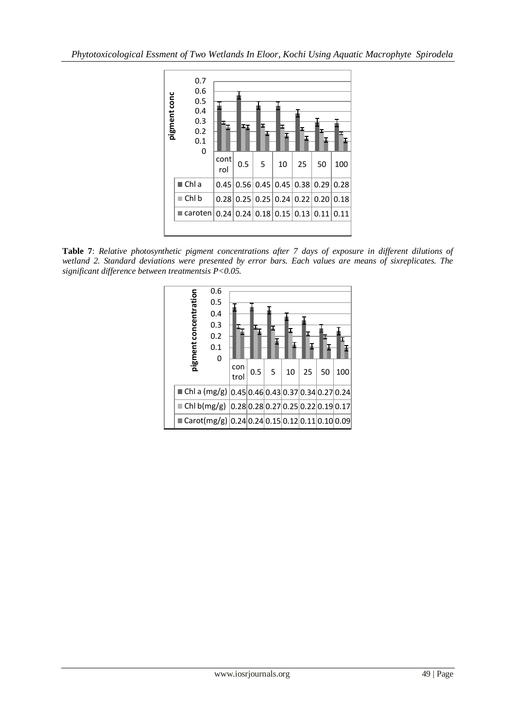pigment conc

0.7
0.6
0.5
0.4
0.3
0.2
0.1
0

control 0.5 5 10 25 50 100

Chl a 0.45 0.56 0.45 0.45 0.38 0.29 0.28

Chl b 0.28 0.25 0.25 0.24 0.22 0.20 0.18

caroten 0.24 0.24 0.18 0.15 0.13 0.11 0.11

**Table 7**: *Relative photosynthetic pigment concentrations after 7 days of exposure in different dilutions of wetland 2. Standard deviations were presented by error bars. Each values are means of sixreplicates. The significant difference between treatmentsis P<0.05.*

pigment concentration

0.6
0.5
0.4
0.3
0.2
0.1
0

control 0.5 5 10 25 50 100

Chl a (mg/g) 0.45 0.46 0.43 0.37 0.34 0.27 0.24

Chl b(mg/g) 0.28 0.28 0.27 0.25 0.22 0.19 0.17

Carot(mg/g) 0.24 0.24 0.15 0.12 0.11 0.10 0.09